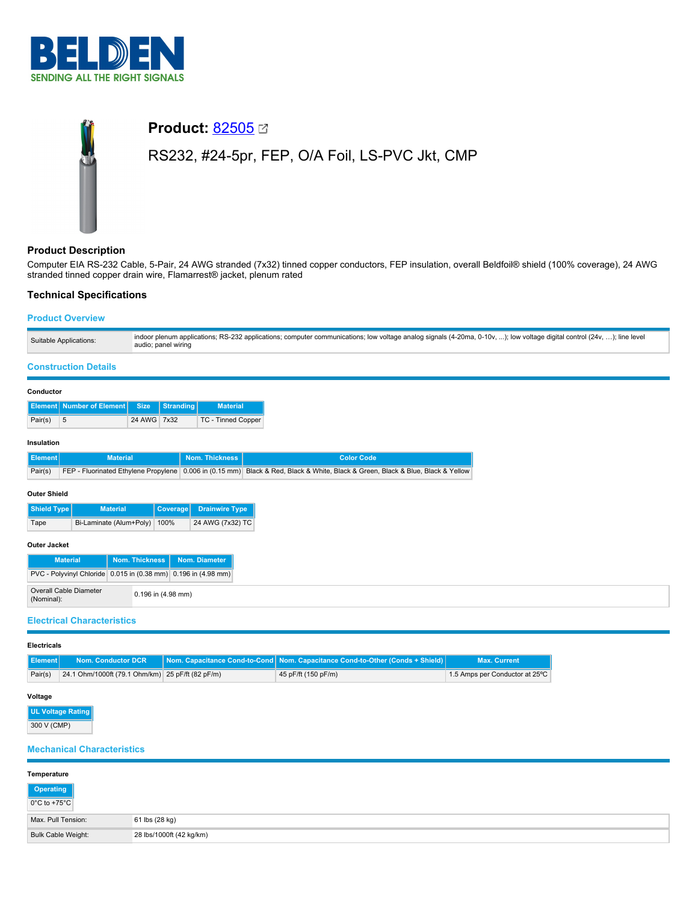BELDEN
SENDING ALL THE RIGHT SIGNALS

# Product: 82505

RS232, #24-5pr, FEP, O/A Foil, LS-PVC Jkt, CMP

## Product Description

Computer EIA RS-232 Cable, 5-Pair, 24 AWG stranded (7x32) tinned copper conductors, FEP insulation, overall Beldfoil® shield (100% coverage), 24 AWG stranded tinned copper drain wire, Flamarrest® jacket, plenum rated

## Technical Specifications

### Product Overview

| Suitable Applications: | indoor plenum applications; RS-232 applications; computer communications; low voltage analog signals (4-20ma, 0-10v, ...); low voltage digital control (24v, ...); line level audio; panel wiring |
|---|---|

### Construction Details

**Conductor**

| Element | Number of Element | Size | Stranding | Material |
|---|---|---|---|---|
| Pair(s) | 5 | 24 AWG | 7x32 | TC - Tinned Copper |

**Insulation**

| Element | Material | Nom. Thickness | Color Code |
|---|---|---|---|
| Pair(s) | FEP - Fluorinated Ethylene Propylene | 0.006 in (0.15 mm) | Black & Red, Black & White, Black & Green, Black & Blue, Black & Yellow |

**Outer Shield**

| Shield Type | Material | Coverage | Drainwire Type |
|---|---|---|---|
| Tape | Bi-Laminate (Alum+Poly) | 100% | 24 AWG (7x32) TC |

**Outer Jacket**

| Material | Nom. Thickness | Nom. Diameter |
|---|---|---|
| PVC - Polyvinyl Chloride | 0.015 in (0.38 mm) | 0.196 in (4.98 mm) |

| Overall Cable Diameter (Nominal): | 0.196 in (4.98 mm) |
|---|---|

### Electrical Characteristics

**Electricals**

| Element | Nom. Conductor DCR | Nom. Capacitance Cond-to-Cond | Nom. Capacitance Cond-to-Other (Conds + Shield) | Max. Current |
|---|---|---|---|---|
| Pair(s) | 24.1 Ohm/1000ft (79.1 Ohm/km) | 25 pF/ft (82 pF/m) | 45 pF/ft (150 pF/m) | 1.5 Amps per Conductor at 25ºC |

**Voltage**

| UL Voltage Rating |
|---|
| 300 V (CMP) |

### Mechanical Characteristics

**Temperature**

| Operating |
|---|
| 0°C to +75°C |

| Max. Pull Tension: | 61 lbs (28 kg) |
|---|---|
| Bulk Cable Weight: | 28 lbs/1000ft (42 kg/km) |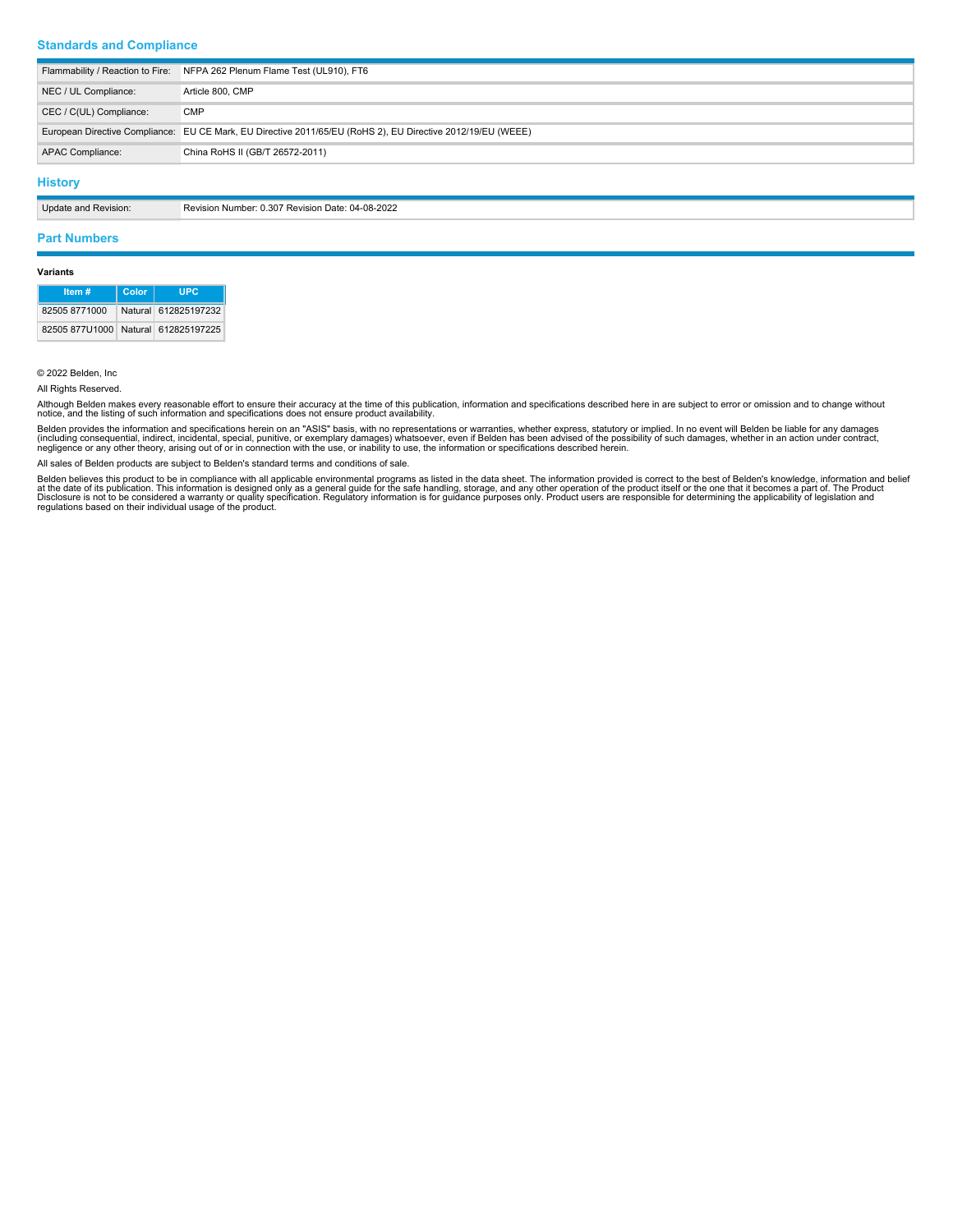## Standards and Compliance

| | |
|---|---|
| Flammability / Reaction to Fire: | NFPA 262 Plenum Flame Test (UL910), FT6 |
| NEC / UL Compliance: | Article 800, CMP |
| CEC / C(UL) Compliance: | CMP |
| European Directive Compliance: | EU CE Mark, EU Directive 2011/65/EU (RoHS 2), EU Directive 2012/19/EU (WEEE) |
| APAC Compliance: | China RoHS II (GB/T 26572-2011) |

## History

| | |
|---|---|
| Update and Revision: | Revision Number: 0.307 Revision Date: 04-08-2022 |

## Part Numbers

**Variants**

| Item # | Color | UPC |
|---|---|---|
| 82505 8771000 | Natural | 612825197232 |
| 82505 877U1000 | Natural | 612825197225 |

© 2022 Belden, Inc

All Rights Reserved.

Although Belden makes every reasonable effort to ensure their accuracy at the time of this publication, information and specifications described here in are subject to error or omission and to change without notice, and the listing of such information and specifications does not ensure product availability.

Belden provides the information and specifications herein on an "ASIS" basis, with no representations or warranties, whether express, statutory or implied. In no event will Belden be liable for any damages (including consequential, indirect, incidental, special, punitive, or exemplary damages) whatsoever, even if Belden has been advised of the possibility of such damages, whether in an action under contract, negligence or any other theory, arising out of or in connection with the use, or inability to use, the information or specifications described herein.

All sales of Belden products are subject to Belden's standard terms and conditions of sale.

Belden believes this product to be in compliance with all applicable environmental programs as listed in the data sheet. The information provided is correct to the best of Belden's knowledge, information and belief at the date of its publication. This information is designed only as a general guide for the safe handling, storage, and any other operation of the product itself or the one that it becomes a part of. The Product Disclosure is not to be considered a warranty or quality specification. Regulatory information is for guidance purposes only. Product users are responsible for determining the applicability of legislation and regulations based on their individual usage of the product.